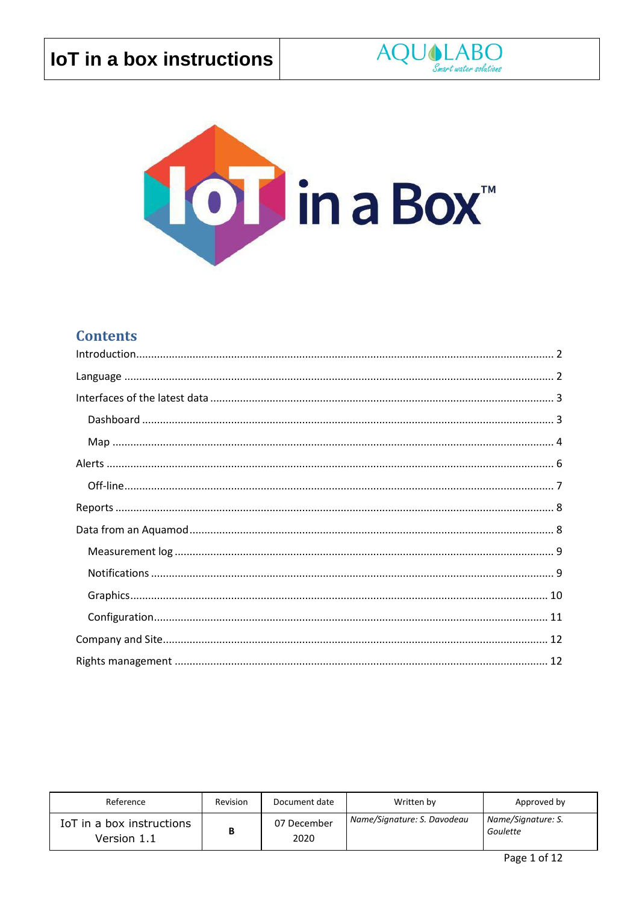# IoT in a box instructions

## Contents

- Introduction ... 2
- Language ... 2
- Interfaces of the latest data ... 3
  - Dashboard ... 3
  - Map ... 4
- Alerts ... 6
  - Off-line ... 7
- Reports ... 8
- Data from an Aquamod ... 8
  - Measurement log ... 9
  - Notifications ... 9
  - Graphics ... 10
  - Configuration ... 11
- Company and Site ... 12
- Rights management ... 12

| Reference | Revision | Document date | Written by | Approved by |
|---|---|---|---|---|
| IoT in a box instructions Version 1.1 | B | 07 December 2020 | *Name/Signature: S. Davodeau* | *Name/Signature: S. Goulette* |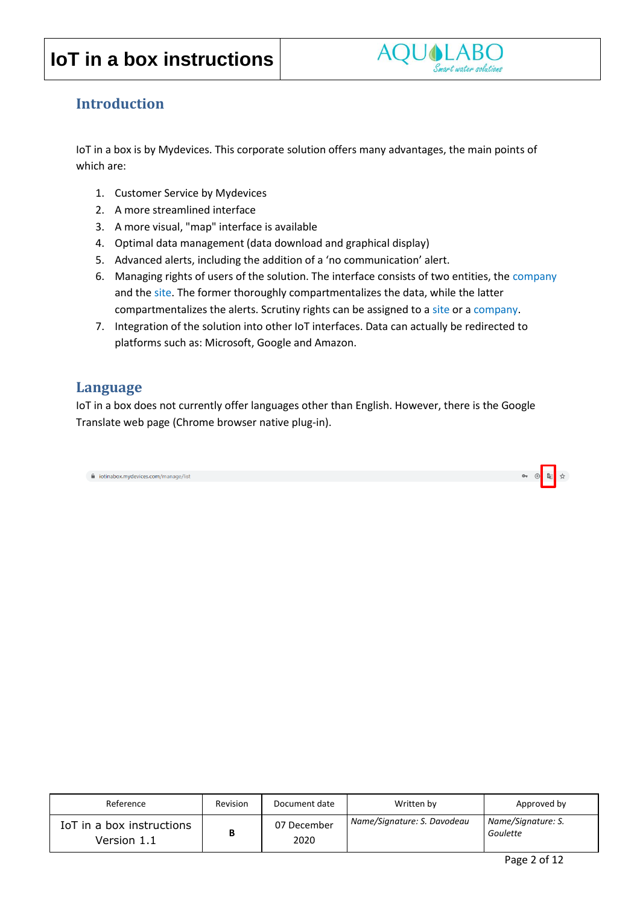## Introduction

IoT in a box is by Mydevices. This corporate solution offers many advantages, the main points of which are:

1. Customer Service by Mydevices
2. A more streamlined interface
3. A more visual, "map" interface is available
4. Optimal data management (data download and graphical display)
5. Advanced alerts, including the addition of a ‘no communication’ alert.
6. Managing rights of users of the solution. The interface consists of two entities, the company and the site. The former thoroughly compartmentalizes the data, while the latter compartmentalizes the alerts. Scrutiny rights can be assigned to a site or a company.
7. Integration of the solution into other IoT interfaces. Data can actually be redirected to platforms such as: Microsoft, Google and Amazon.

## Language

IoT in a box does not currently offer languages other than English. However, there is the Google Translate web page (Chrome browser native plug-in).

iotinabox.mydevices.com/manage/list

| Reference | Revision | Document date | Written by | Approved by |
|---|---|---|---|---|
| IoT in a box instructions Version 1.1 | **B** | 07 December 2020 | *Name/Signature: S. Davodeau* | *Name/Signature: S. Goulette* |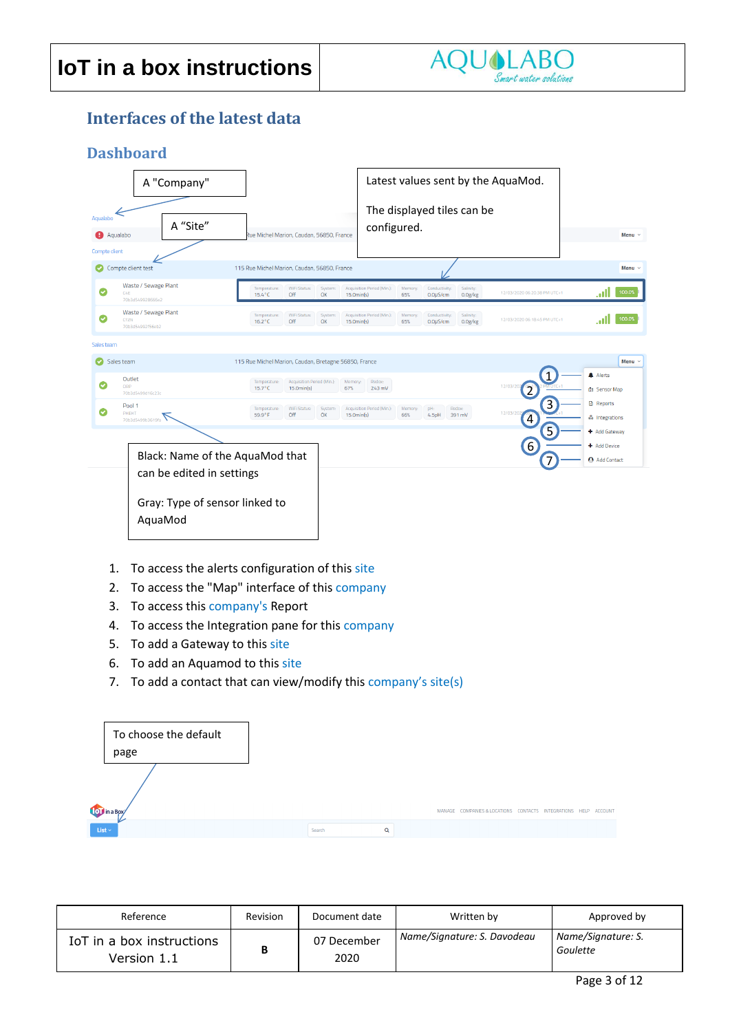## Interfaces of the latest data

### Dashboard

A "Company"

A "Site"

Latest values sent by the AquaMod.

The displayed tiles can be configured.

Black: Name of the AquaMod that can be edited in settings

Gray: Type of sensor linked to AquaMod

1. To access the alerts configuration of this site
2. To access the "Map" interface of this company
3. To access this company's Report
4. To access the Integration pane for this company
5. To add a Gateway to this site
6. To add an Aquamod to this site
7. To add a contact that can view/modify this company's site(s)

To choose the default page

| Reference | Revision | Document date | Written by | Approved by |
| --- | --- | --- | --- | --- |
| IoT in a box instructions Version 1.1 | B | 07 December 2020 | *Name/Signature: S. Davodeau* | *Name/Signature: S. Goulette* |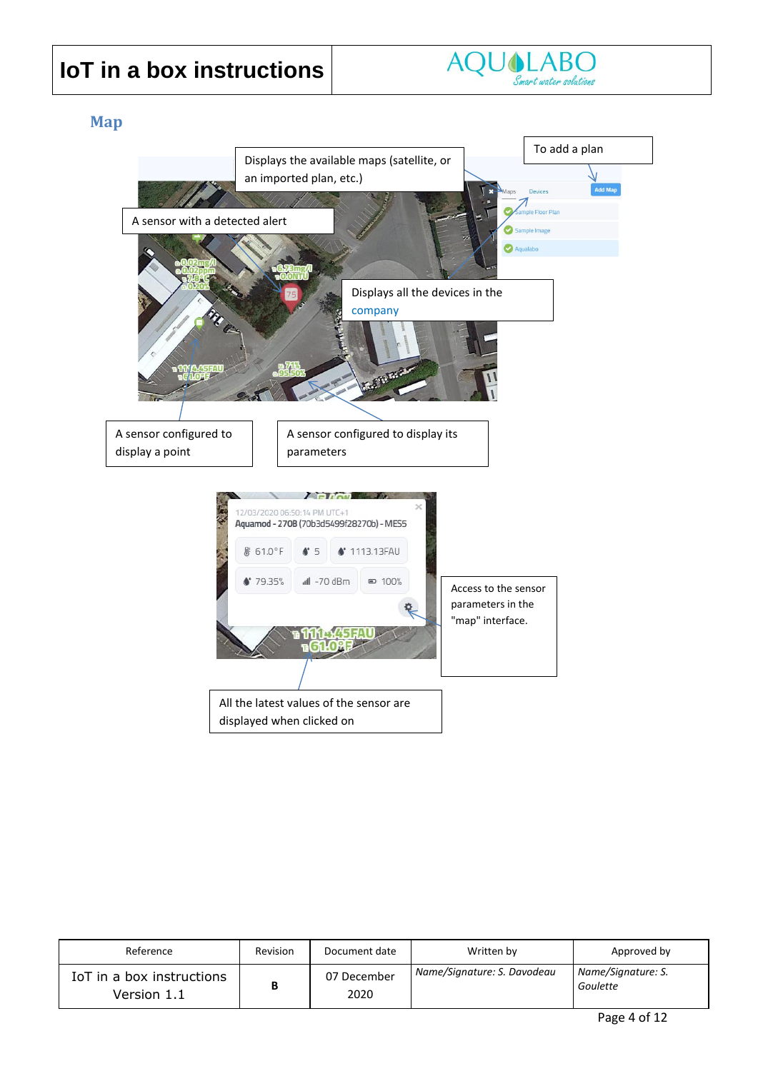## Map

Displays the available maps (satellite, or an imported plan, etc.)

To add a plan

A sensor with a detected alert

Displays all the devices in the company

A sensor configured to display a point

A sensor configured to display its parameters

Access to the sensor parameters in the "map" interface.

All the latest values of the sensor are displayed when clicked on

| Reference | Revision | Document date | Written by | Approved by |
|---|---|---|---|---|
| IoT in a box instructions Version 1.1 | B | 07 December 2020 | *Name/Signature: S. Davodeau* | *Name/Signature: S. Goulette* |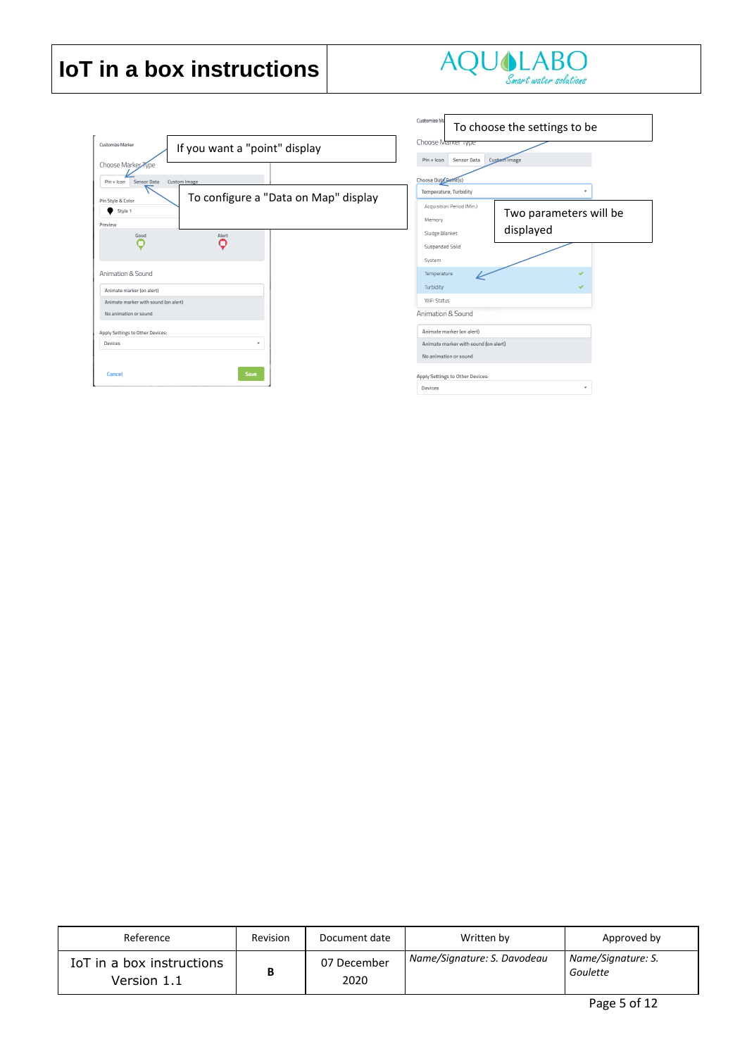Customize Marker

Choose Marker Type

Pin + Icon | Sensor Data | Custom Image

If you want a "point" display

To configure a "Data on Map" display

Pin Style & Color

Style 1

Preview

Good | Alert

Animation & Sound

Animate marker (on alert)

Animate marker with sound (on alert)

No animation or sound

Apply Settings to Other Devices:

Devices

Cancel | Save

Customize Marker

To choose the settings to be

Choose Marker Type

Pin + Icon | Sensor Data | Custom Image

Choose Data Point(s)

Temperature, Turbidity

Acquisition Period (Min.)

Memory

Sludge Blanket

Suspended Solid

System

Temperature

Turbidity

WiFi Status

Two parameters will be displayed

Animation & Sound

Animate marker (on alert)

Animate marker with sound (on alert)

No animation or sound

Apply Settings to Other Devices:

Devices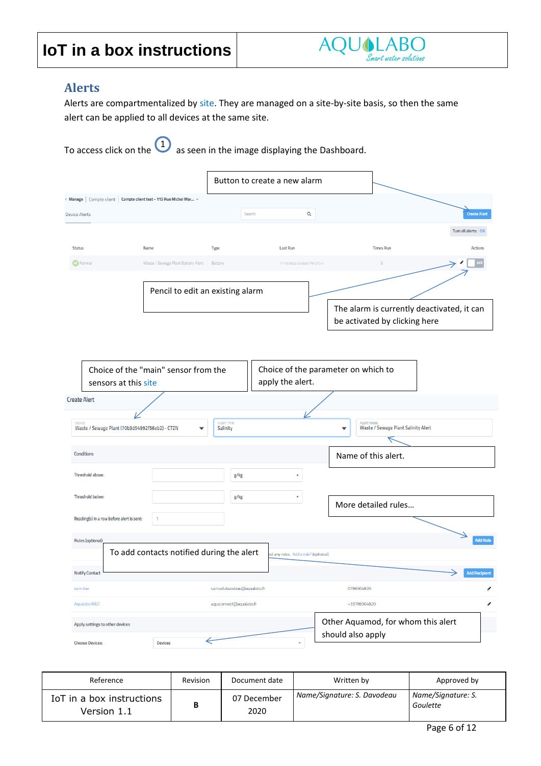## Alerts

Alerts are compartmentalized by site. They are managed on a site-by-site basis, so then the same alert can be applied to all devices at the same site.

To access click on the ① as seen in the image displaying the Dashboard.

Button to create a new alarm

Pencil to edit an existing alarm

The alarm is currently deactivated, it can be activated by clicking here

Choice of the "main" sensor from the sensors at this site

Choice of the parameter on which to apply the alert.

Name of this alert.

More detailed rules…

To add contacts notified during the alert

Other Aquamod, for whom this alert should also apply

| Reference | Revision | Document date | Written by | Approved by |
|---|---|---|---|---|
| IoT in a box instructions Version 1.1 | B | 07 December 2020 | *Name/Signature: S. Davodeau* | *Name/Signature: S. Goulette* |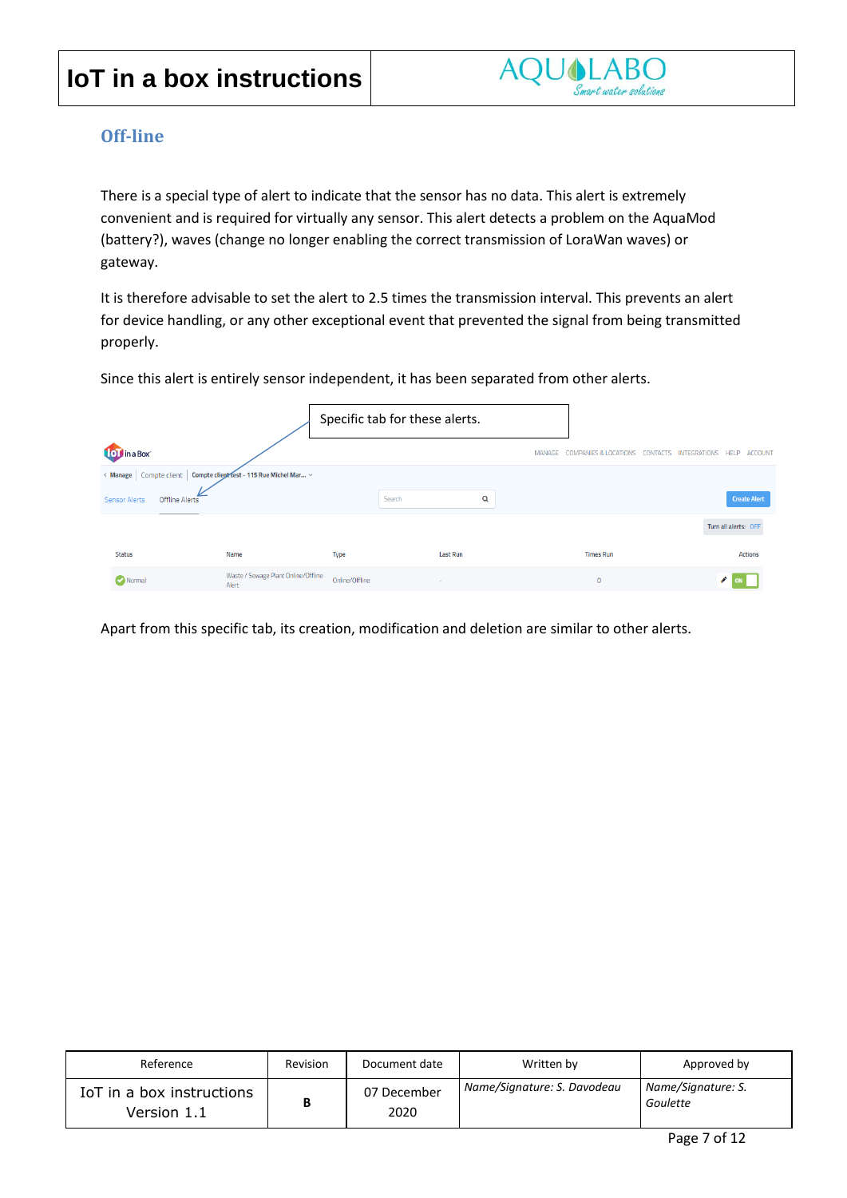## Off-line

There is a special type of alert to indicate that the sensor has no data. This alert is extremely convenient and is required for virtually any sensor. This alert detects a problem on the AquaMod (battery?), waves (change no longer enabling the correct transmission of LoraWan waves) or gateway.

It is therefore advisable to set the alert to 2.5 times the transmission interval. This prevents an alert for device handling, or any other exceptional event that prevented the signal from being transmitted properly.

Since this alert is entirely sensor independent, it has been separated from other alerts.

Specific tab for these alerts.

Apart from this specific tab, its creation, modification and deletion are similar to other alerts.

| Reference | Revision | Document date | Written by | Approved by |
|---|---|---|---|---|
| IoT in a box instructions Version 1.1 | **B** | 07 December 2020 | *Name/Signature: S. Davodeau* | *Name/Signature: S. Goulette* |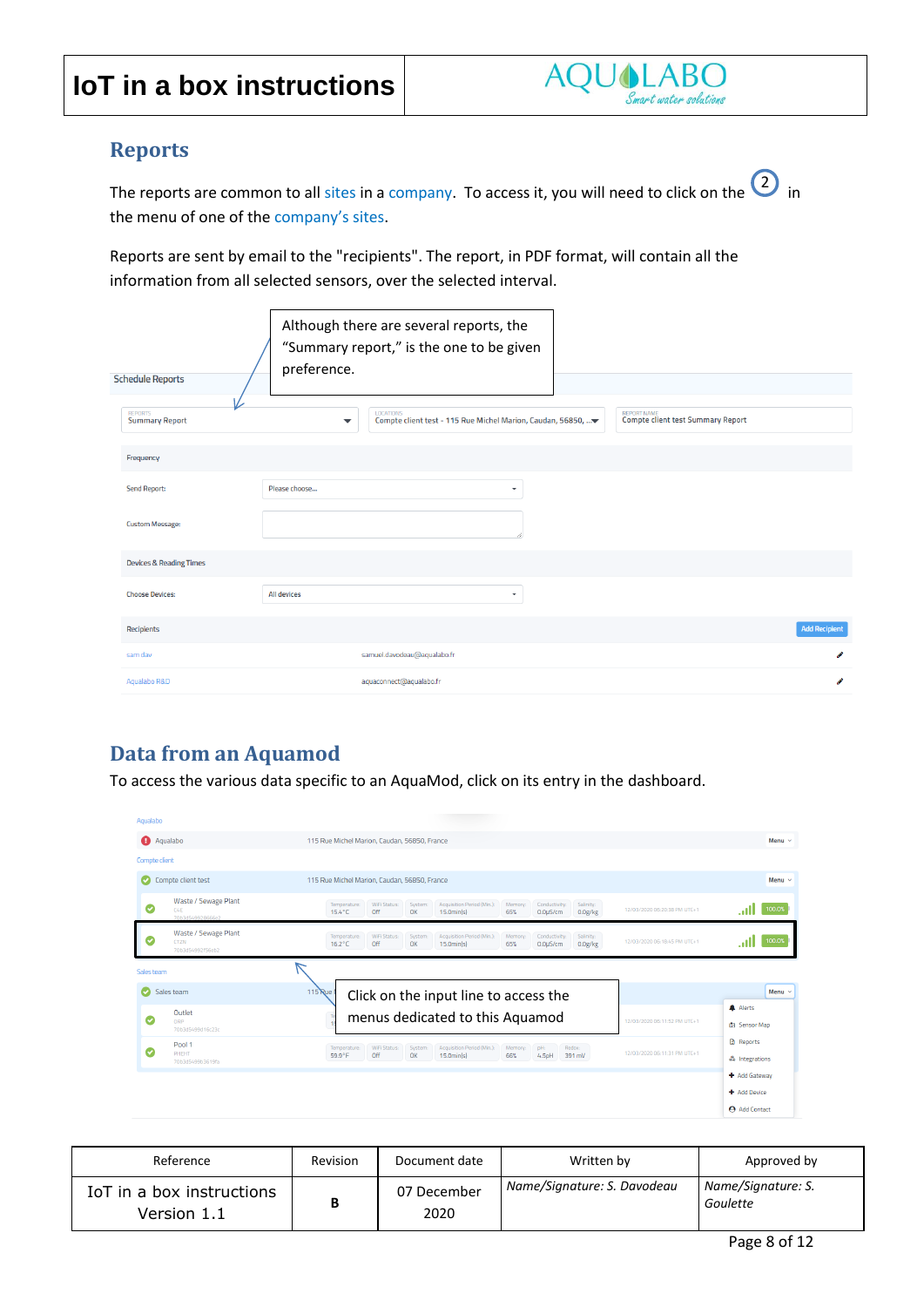## Reports

The reports are common to all sites in a company. To access it, you will need to click on the ② in the menu of one of the company's sites.

Reports are sent by email to the "recipients". The report, in PDF format, will contain all the information from all selected sensors, over the selected interval.

Although there are several reports, the "Summary report," is the one to be given preference.

## Data from an Aquamod

To access the various data specific to an AquaMod, click on its entry in the dashboard.

Click on the input line to access the menus dedicated to this Aquamod

| Reference | Revision | Document date | Written by | Approved by |
|---|---|---|---|---|
| IoT in a box instructions Version 1.1 | **B** | 07 December 2020 | *Name/Signature: S. Davodeau* | *Name/Signature: S. Goulette* |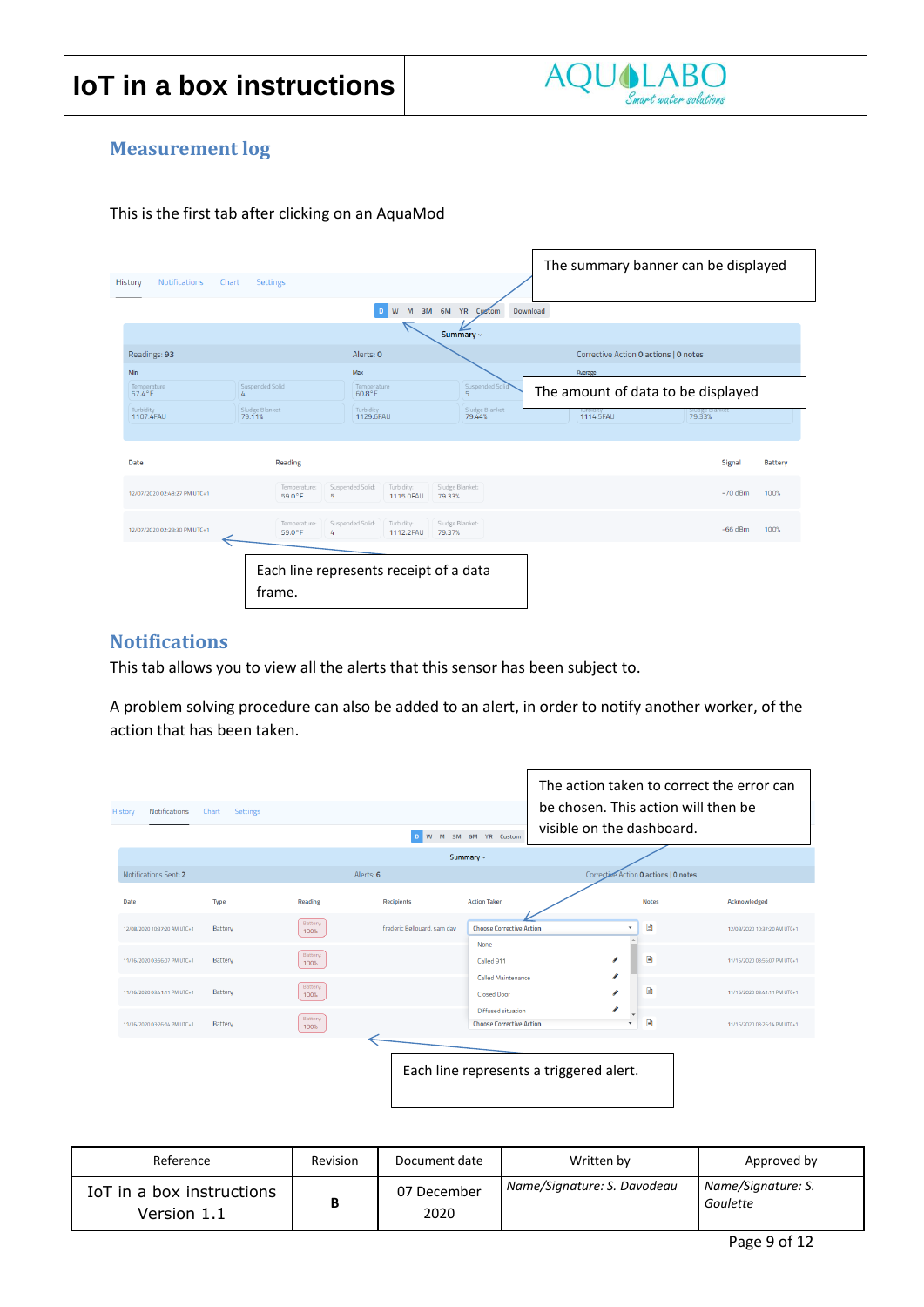## Measurement log

This is the first tab after clicking on an AquaMod

The summary banner can be displayed

The amount of data to be displayed

Each line represents receipt of a data frame.

## Notifications

This tab allows you to view all the alerts that this sensor has been subject to.

A problem solving procedure can also be added to an alert, in order to notify another worker, of the action that has been taken.

The action taken to correct the error can be chosen. This action will then be visible on the dashboard.

Each line represents a triggered alert.

| Reference | Revision | Document date | Written by | Approved by |
|---|---|---|---|---|
| IoT in a box instructions Version 1.1 | **B** | 07 December 2020 | *Name/Signature: S. Davodeau* | *Name/Signature: S. Goulette* |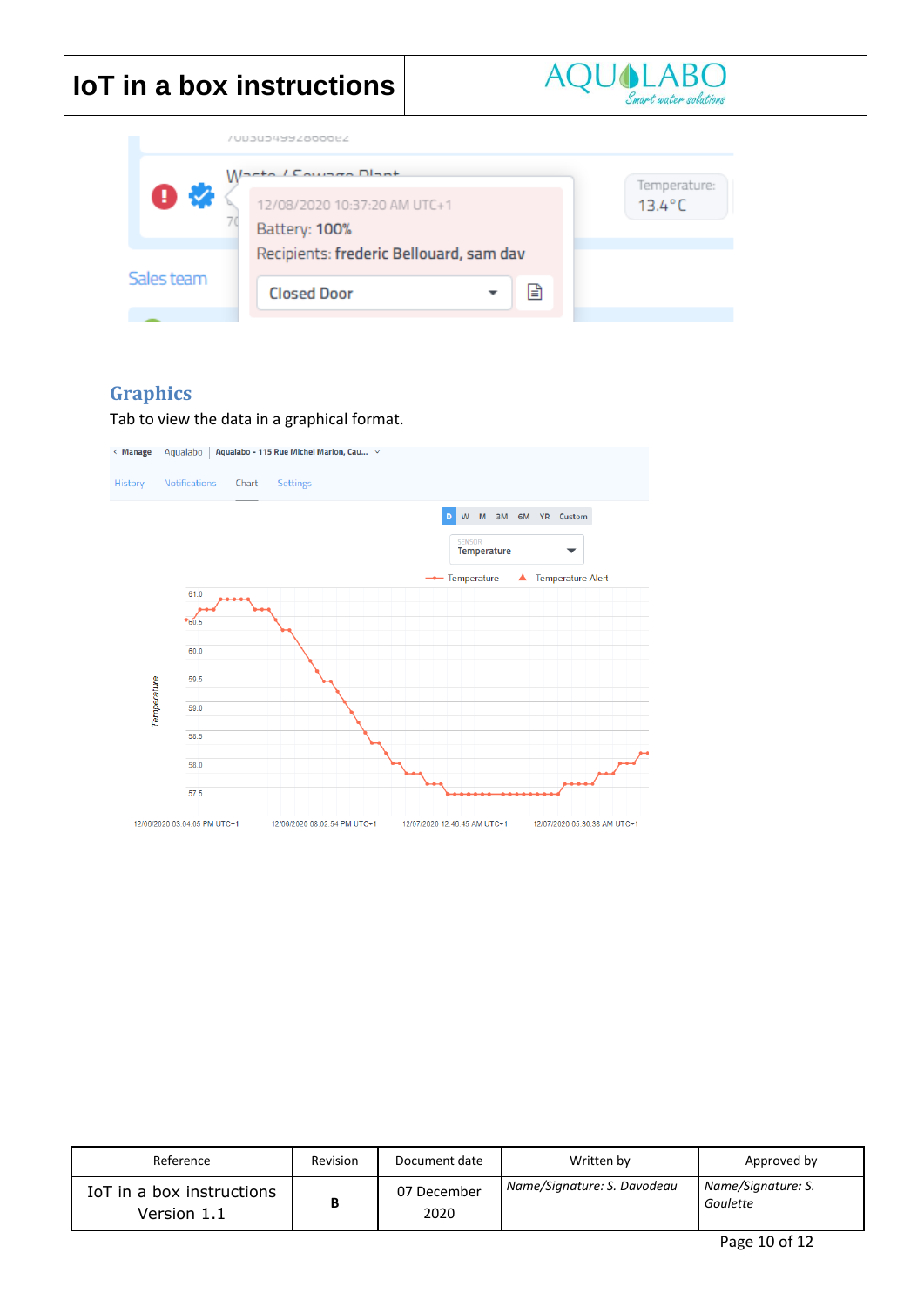## Graphics

Tab to view the data in a graphical format.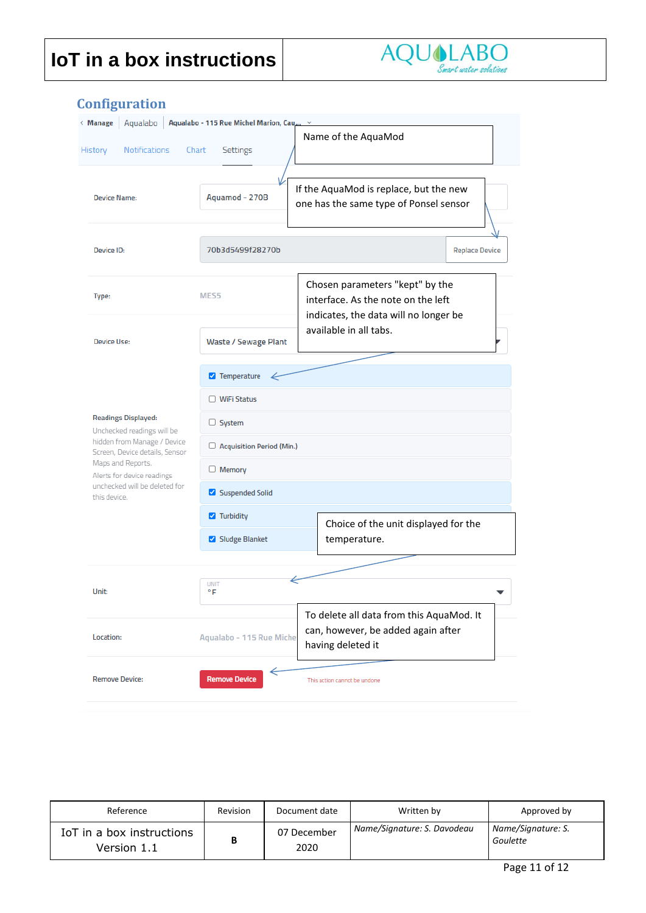## Configuration

‹ Manage | Aqualabo | Aqualabo - 115 Rue Michel Marion, Cau...

History | Notifications | Chart | Settings

Name of the AquaMod

Device Name: Aquamod - 270B

If the AquaMod is replace, but the new one has the same type of Ponsel sensor

Device ID: 70b3d5499f28270b — Replace Device

Type: MES5

Chosen parameters "kept" by the interface. As the note on the left indicates, the data will no longer be available in all tabs.

Device Use: Waste / Sewage Plant

**Readings Displayed:**

Unchecked readings will be hidden from Manage / Device Screen, Device details, Sensor Maps and Reports.

Alerts for device readings unchecked will be deleted for this device.

- [x] Temperature
- [ ] WiFi Status
- [ ] System
- [ ] Acquisition Period (Min.)
- [ ] Memory
- [x] Suspended Solid
- [x] Turbidity
- [x] Sludge Blanket

Choice of the unit displayed for the temperature.

Unit: UNIT °F

To delete all data from this AquaMod. It can, however, be added again after having deleted it

Location: Aqualabo - 115 Rue Miche...

Remove Device: Remove Device — This action cannot be undone

| Reference | Revision | Document date | Written by | Approved by |
|---|---|---|---|---|
| IoT in a box instructions Version 1.1 | B | 07 December 2020 | *Name/Signature: S. Davodeau* | *Name/Signature: S. Goulette* |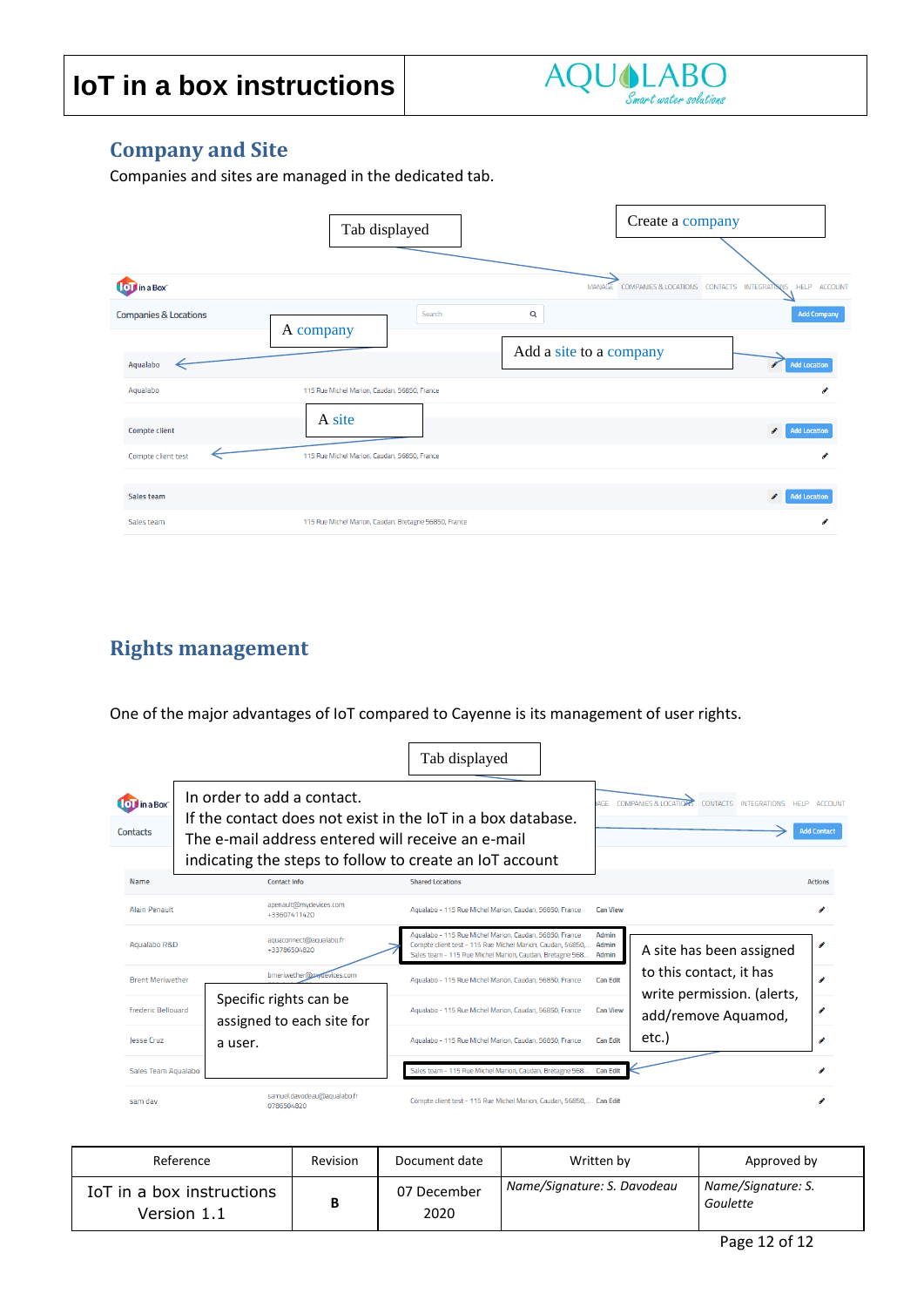## Company and Site

Companies and sites are managed in the dedicated tab.

Tab displayed

Create a company

A company

Add a site to a company

A site

## Rights management

One of the major advantages of IoT compared to Cayenne is its management of user rights.

Tab displayed

In order to add a contact.
If the contact does not exist in the IoT in a box database.
The e-mail address entered will receive an e-mail indicating the steps to follow to create an IoT account

A site has been assigned to this contact, it has write permission. (alerts, add/remove Aquamod, etc.)

Specific rights can be assigned to each site for a user.

| Reference | Revision | Document date | Written by | Approved by |
|---|---|---|---|---|
| IoT in a box instructions Version 1.1 | B | 07 December 2020 | *Name/Signature: S. Davodeau* | *Name/Signature: S. Goulette* |